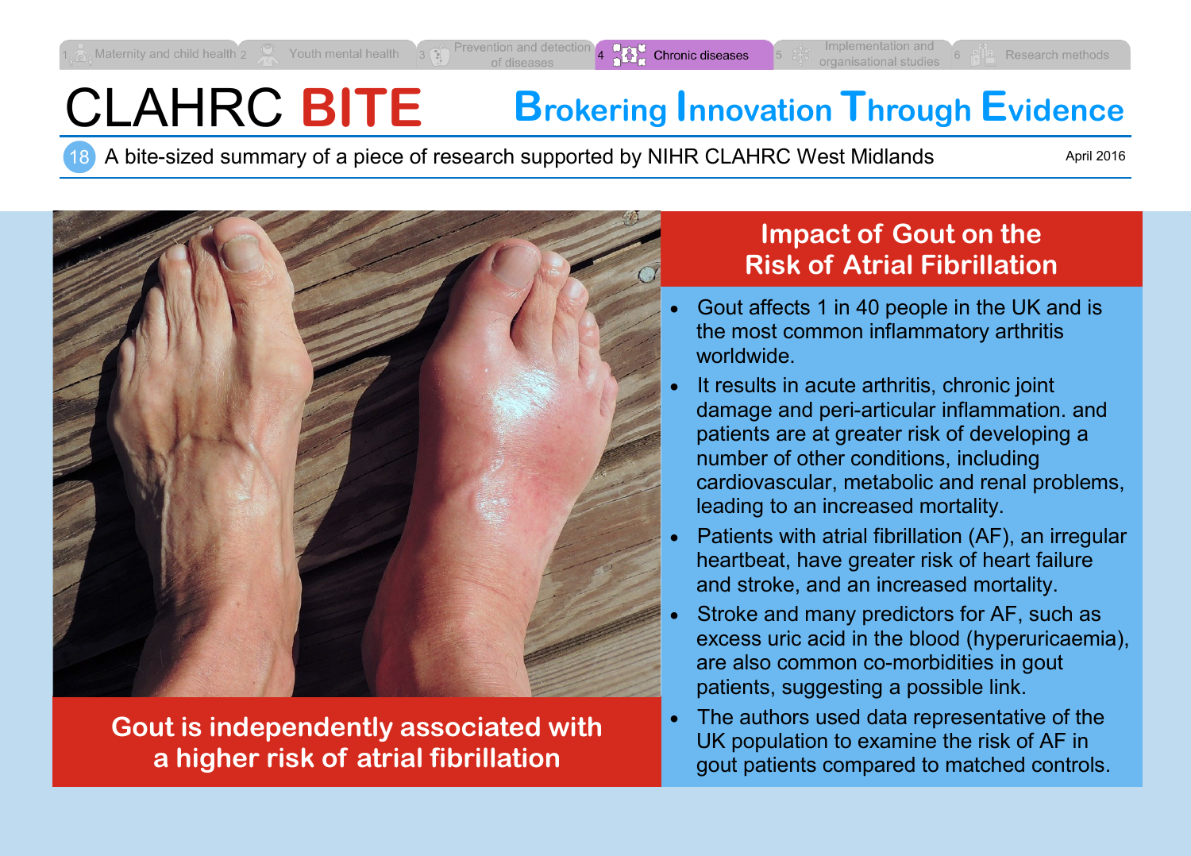1 Maternity and child health | 2 Youth mental health | 3 Prevention and detection of diseases | 4 Chronic diseases | 5 Implementation and organisational studies | 6 Research methods

# CLAHRC BITE

**Brokering Innovation Through Evidence**

18 A bite-sized summary of a piece of research supported by NIHR CLAHRC West Midlands

April 2016

**Gout is independently associated with a higher risk of atrial fibrillation**

## Impact of Gout on the Risk of Atrial Fibrillation

- Gout affects 1 in 40 people in the UK and is the most common inflammatory arthritis worldwide.
- It results in acute arthritis, chronic joint damage and peri-articular inflammation. and patients are at greater risk of developing a number of other conditions, including cardiovascular, metabolic and renal problems, leading to an increased mortality.
- Patients with atrial fibrillation (AF), an irregular heartbeat, have greater risk of heart failure and stroke, and an increased mortality.
- Stroke and many predictors for AF, such as excess uric acid in the blood (hyperuricaemia), are also common co-morbidities in gout patients, suggesting a possible link.
- The authors used data representative of the UK population to examine the risk of AF in gout patients compared to matched controls.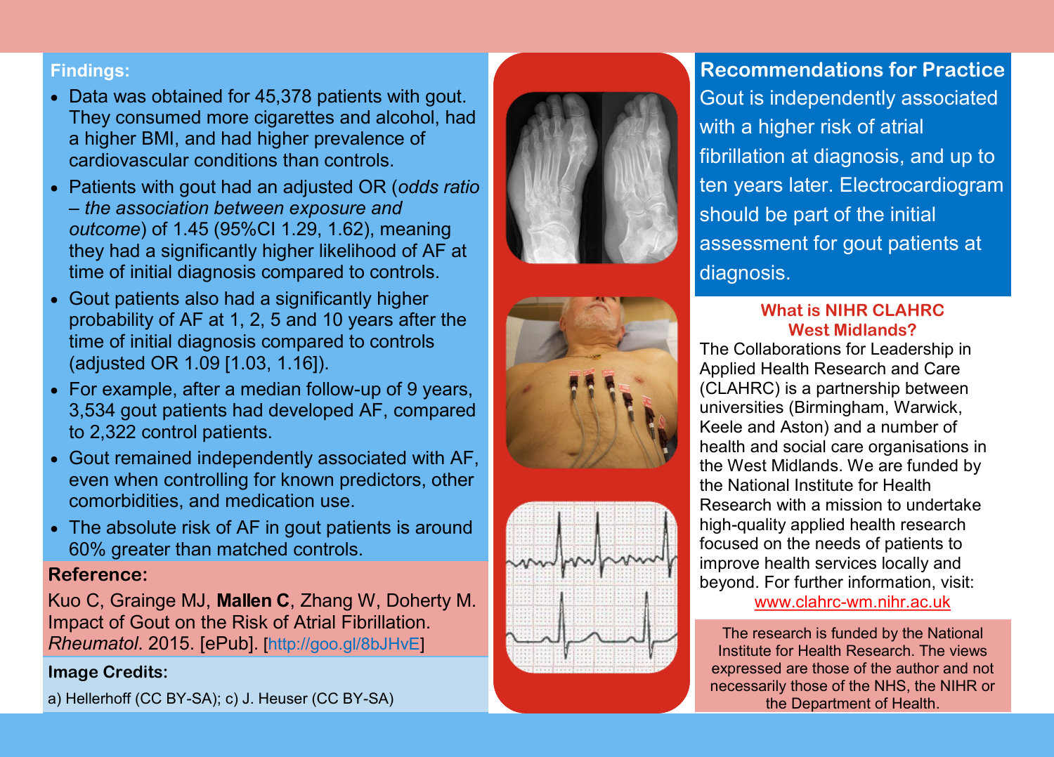### Findings:

- Data was obtained for 45,378 patients with gout. They consumed more cigarettes and alcohol, had a higher BMI, and had higher prevalence of cardiovascular conditions than controls.
- Patients with gout had an adjusted OR (*odds ratio – the association between exposure and outcome*) of 1.45 (95%CI 1.29, 1.62), meaning they had a significantly higher likelihood of AF at time of initial diagnosis compared to controls.
- Gout patients also had a significantly higher probability of AF at 1, 2, 5 and 10 years after the time of initial diagnosis compared to controls (adjusted OR 1.09 [1.03, 1.16]).
- For example, after a median follow-up of 9 years, 3,534 gout patients had developed AF, compared to 2,322 control patients.
- Gout remained independently associated with AF, even when controlling for known predictors, other comorbidities, and medication use.
- The absolute risk of AF in gout patients is around 60% greater than matched controls.

### Reference:

Kuo C, Grainge MJ, **Mallen C**, Zhang W, Doherty M. Impact of Gout on the Risk of Atrial Fibrillation. *Rheumatol*. 2015. [ePub]. [http://goo.gl/8bJHvE]

### Image Credits:

a) Hellerhoff (CC BY-SA); c) J. Heuser (CC BY-SA)

### Recommendations for Practice

Gout is independently associated with a higher risk of atrial fibrillation at diagnosis, and up to ten years later. Electrocardiogram should be part of the initial assessment for gout patients at diagnosis.

### What is NIHR CLAHRC West Midlands?

The Collaborations for Leadership in Applied Health Research and Care (CLAHRC) is a partnership between universities (Birmingham, Warwick, Keele and Aston) and a number of health and social care organisations in the West Midlands. We are funded by the National Institute for Health Research with a mission to undertake high-quality applied health research focused on the needs of patients to improve health services locally and beyond. For further information, visit: www.clahrc-wm.nihr.ac.uk

The research is funded by the National Institute for Health Research. The views expressed are those of the author and not necessarily those of the NHS, the NIHR or the Department of Health.